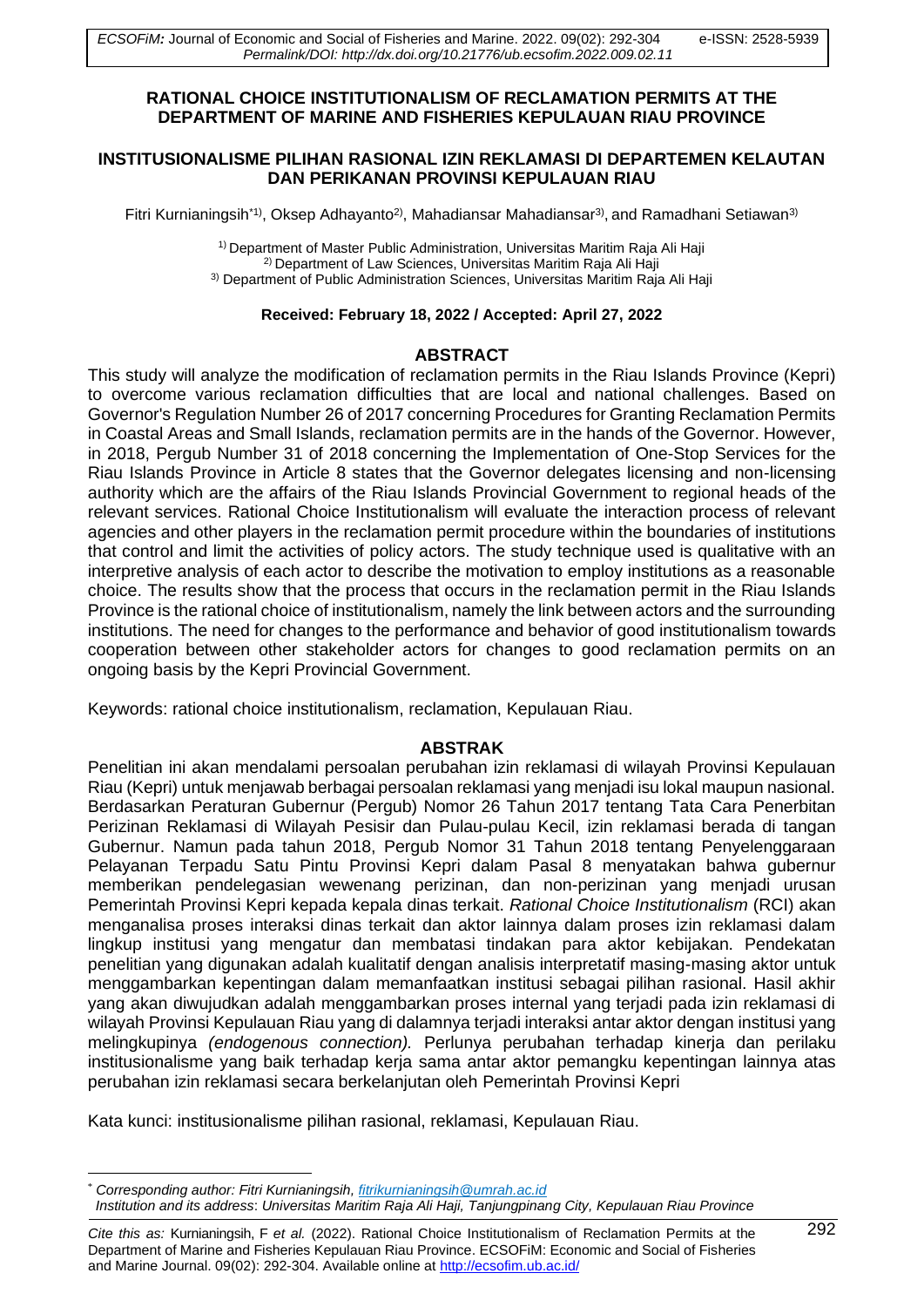# RATIONAL CHOICE INSTITUTIONALISM OF RECLAMATION PERMITS AT THE DEPARTMENT OF MARINE AND FISHERIES KEPULAUAN RIAU PROVINCE

## INSTITUSIONALISME PILIHAN RASIONAL IZIN REKLAMASI DI DEPARTEMEN KELAUTAN DAN PERIKANAN PROVINSI KEPULAUAN RIAU

Fitri Kurnianingsih*[1], Oksep Adhayanto[2], Mahadiansar Mahadiansar[3], and Ramadhani Setiawan[3]

[1] Department of Master Public Administration, Universitas Maritim Raja Ali Haji
[2] Department of Law Sciences, Universitas Maritim Raja Ali Haji
[3] Department of Public Administration Sciences, Universitas Maritim Raja Ali Haji

**Received: February 18, 2022 / Accepted: April 27, 2022**

## ABSTRACT

This study will analyze the modification of reclamation permits in the Riau Islands Province (Kepri) to overcome various reclamation difficulties that are local and national challenges. Based on Governor's Regulation Number 26 of 2017 concerning Procedures for Granting Reclamation Permits in Coastal Areas and Small Islands, reclamation permits are in the hands of the Governor. However, in 2018, Pergub Number 31 of 2018 concerning the Implementation of One-Stop Services for the Riau Islands Province in Article 8 states that the Governor delegates licensing and non-licensing authority which are the affairs of the Riau Islands Provincial Government to regional heads of the relevant services. Rational Choice Institutionalism will evaluate the interaction process of relevant agencies and other players in the reclamation permit procedure within the boundaries of institutions that control and limit the activities of policy actors. The study technique used is qualitative with an interpretive analysis of each actor to describe the motivation to employ institutions as a reasonable choice. The results show that the process that occurs in the reclamation permit in the Riau Islands Province is the rational choice of institutionalism, namely the link between actors and the surrounding institutions. The need for changes to the performance and behavior of good institutionalism towards cooperation between other stakeholder actors for changes to good reclamation permits on an ongoing basis by the Kepri Provincial Government.

Keywords: rational choice institutionalism, reclamation, Kepulauan Riau.

## ABSTRAK

Penelitian ini akan mendalami persoalan perubahan izin reklamasi di wilayah Provinsi Kepulauan Riau (Kepri) untuk menjawab berbagai persoalan reklamasi yang menjadi isu lokal maupun nasional. Berdasarkan Peraturan Gubernur (Pergub) Nomor 26 Tahun 2017 tentang Tata Cara Penerbitan Perizinan Reklamasi di Wilayah Pesisir dan Pulau-pulau Kecil, izin reklamasi berada di tangan Gubernur. Namun pada tahun 2018, Pergub Nomor 31 Tahun 2018 tentang Penyelenggaraan Pelayanan Terpadu Satu Pintu Provinsi Kepri dalam Pasal 8 menyatakan bahwa gubernur memberikan pendelegasian wewenang perizinan, dan non-perizinan yang menjadi urusan Pemerintah Provinsi Kepri kepada kepala dinas terkait. *Rational Choice Institutionalism* (RCI) akan menganalisa proses interaksi dinas terkait dan aktor lainnya dalam proses izin reklamasi dalam lingkup institusi yang mengatur dan membatasi tindakan para aktor kebijakan. Pendekatan penelitian yang digunakan adalah kualitatif dengan analisis interpretatif masing-masing aktor untuk menggambarkan kepentingan dalam memanfaatkan institusi sebagai pilihan rasional. Hasil akhir yang akan diwujudkan adalah menggambarkan proses internal yang terjadi pada izin reklamasi di wilayah Provinsi Kepulauan Riau yang di dalamnya terjadi interaksi antar aktor dengan institusi yang melingkupinya *(endogenous connection).* Perlunya perubahan terhadap kinerja dan perilaku institusionalisme yang baik terhadap kerja sama antar aktor pemangku kepentingan lainnya atas perubahan izin reklamasi secara berkelanjutan oleh Pemerintah Provinsi Kepri

Kata kunci: institusionalisme pilihan rasional, reklamasi, Kepulauan Riau.

---

\* *Corresponding author: Fitri Kurnianingsih, fitrikurnianingsih@umrah.ac.id*
*Institution and its address*: *Universitas Maritim Raja Ali Haji, Tanjungpinang City, Kepulauan Riau Province*

*Cite this as:* Kurnianingsih, F *et al.* (2022). Rational Choice Institutionalism of Reclamation Permits at the Department of Marine and Fisheries Kepulauan Riau Province. ECSOFiM: Economic and Social of Fisheries and Marine Journal. 09(02): 292-304. Available online at http://ecsofim.ub.ac.id/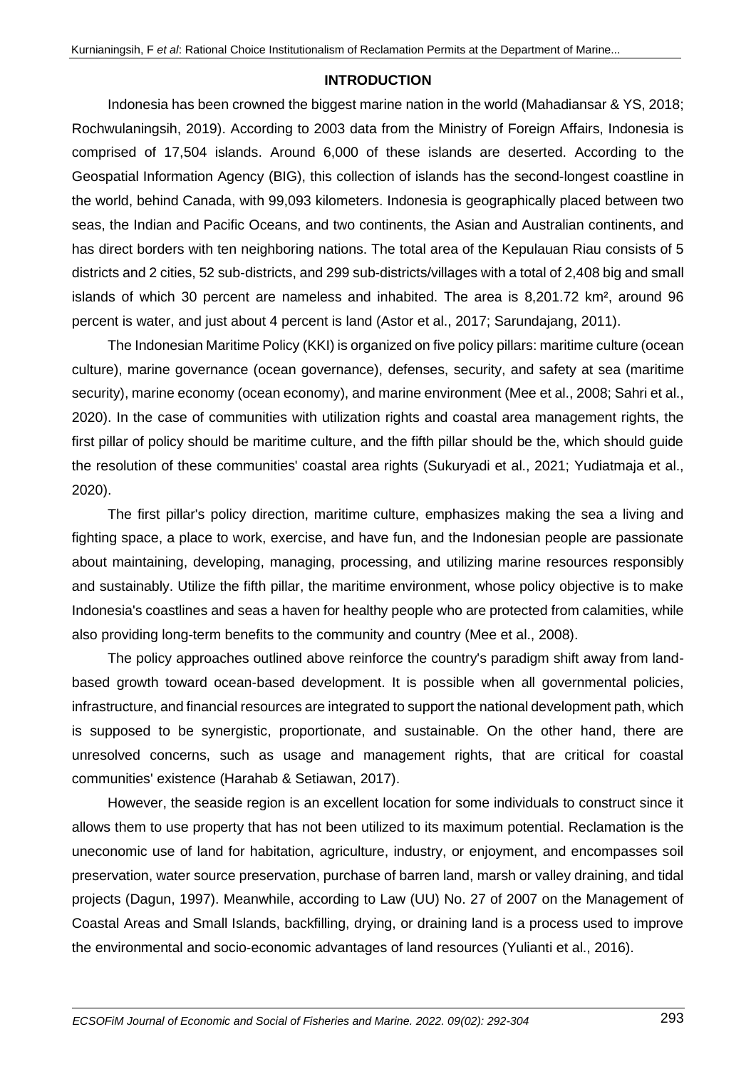## INTRODUCTION

Indonesia has been crowned the biggest marine nation in the world (Mahadiansar & YS, 2018; Rochwulaningsih, 2019). According to 2003 data from the Ministry of Foreign Affairs, Indonesia is comprised of 17,504 islands. Around 6,000 of these islands are deserted. According to the Geospatial Information Agency (BIG), this collection of islands has the second-longest coastline in the world, behind Canada, with 99,093 kilometers. Indonesia is geographically placed between two seas, the Indian and Pacific Oceans, and two continents, the Asian and Australian continents, and has direct borders with ten neighboring nations. The total area of the Kepulauan Riau consists of 5 districts and 2 cities, 52 sub-districts, and 299 sub-districts/villages with a total of 2,408 big and small islands of which 30 percent are nameless and inhabited. The area is 8,201.72 km², around 96 percent is water, and just about 4 percent is land (Astor et al., 2017; Sarundajang, 2011).

The Indonesian Maritime Policy (KKI) is organized on five policy pillars: maritime culture (ocean culture), marine governance (ocean governance), defenses, security, and safety at sea (maritime security), marine economy (ocean economy), and marine environment (Mee et al., 2008; Sahri et al., 2020). In the case of communities with utilization rights and coastal area management rights, the first pillar of policy should be maritime culture, and the fifth pillar should be the, which should guide the resolution of these communities' coastal area rights (Sukuryadi et al., 2021; Yudiatmaja et al., 2020).

The first pillar's policy direction, maritime culture, emphasizes making the sea a living and fighting space, a place to work, exercise, and have fun, and the Indonesian people are passionate about maintaining, developing, managing, processing, and utilizing marine resources responsibly and sustainably. Utilize the fifth pillar, the maritime environment, whose policy objective is to make Indonesia's coastlines and seas a haven for healthy people who are protected from calamities, while also providing long-term benefits to the community and country (Mee et al., 2008).

The policy approaches outlined above reinforce the country's paradigm shift away from land-based growth toward ocean-based development. It is possible when all governmental policies, infrastructure, and financial resources are integrated to support the national development path, which is supposed to be synergistic, proportionate, and sustainable. On the other hand, there are unresolved concerns, such as usage and management rights, that are critical for coastal communities' existence (Harahab & Setiawan, 2017).

However, the seaside region is an excellent location for some individuals to construct since it allows them to use property that has not been utilized to its maximum potential. Reclamation is the uneconomic use of land for habitation, agriculture, industry, or enjoyment, and encompasses soil preservation, water source preservation, purchase of barren land, marsh or valley draining, and tidal projects (Dagun, 1997). Meanwhile, according to Law (UU) No. 27 of 2007 on the Management of Coastal Areas and Small Islands, backfilling, drying, or draining land is a process used to improve the environmental and socio-economic advantages of land resources (Yulianti et al., 2016).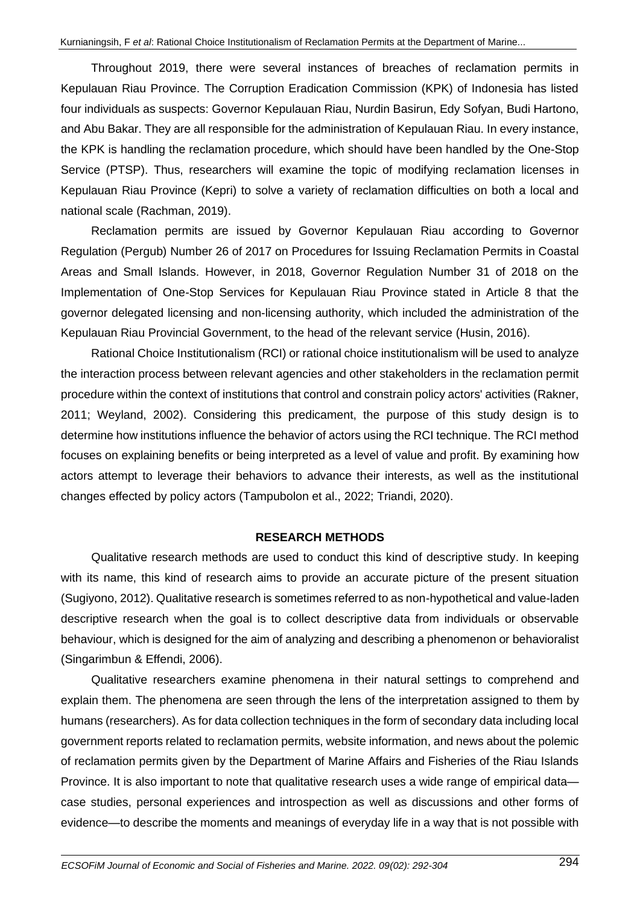Throughout 2019, there were several instances of breaches of reclamation permits in Kepulauan Riau Province. The Corruption Eradication Commission (KPK) of Indonesia has listed four individuals as suspects: Governor Kepulauan Riau, Nurdin Basirun, Edy Sofyan, Budi Hartono, and Abu Bakar. They are all responsible for the administration of Kepulauan Riau. In every instance, the KPK is handling the reclamation procedure, which should have been handled by the One-Stop Service (PTSP). Thus, researchers will examine the topic of modifying reclamation licenses in Kepulauan Riau Province (Kepri) to solve a variety of reclamation difficulties on both a local and national scale (Rachman, 2019).

Reclamation permits are issued by Governor Kepulauan Riau according to Governor Regulation (Pergub) Number 26 of 2017 on Procedures for Issuing Reclamation Permits in Coastal Areas and Small Islands. However, in 2018, Governor Regulation Number 31 of 2018 on the Implementation of One-Stop Services for Kepulauan Riau Province stated in Article 8 that the governor delegated licensing and non-licensing authority, which included the administration of the Kepulauan Riau Provincial Government, to the head of the relevant service (Husin, 2016).

Rational Choice Institutionalism (RCI) or rational choice institutionalism will be used to analyze the interaction process between relevant agencies and other stakeholders in the reclamation permit procedure within the context of institutions that control and constrain policy actors' activities (Rakner, 2011; Weyland, 2002). Considering this predicament, the purpose of this study design is to determine how institutions influence the behavior of actors using the RCI technique. The RCI method focuses on explaining benefits or being interpreted as a level of value and profit. By examining how actors attempt to leverage their behaviors to advance their interests, as well as the institutional changes effected by policy actors (Tampubolon et al., 2022; Triandi, 2020).

## RESEARCH METHODS

Qualitative research methods are used to conduct this kind of descriptive study. In keeping with its name, this kind of research aims to provide an accurate picture of the present situation (Sugiyono, 2012). Qualitative research is sometimes referred to as non-hypothetical and value-laden descriptive research when the goal is to collect descriptive data from individuals or observable behaviour, which is designed for the aim of analyzing and describing a phenomenon or behavioralist (Singarimbun & Effendi, 2006).

Qualitative researchers examine phenomena in their natural settings to comprehend and explain them. The phenomena are seen through the lens of the interpretation assigned to them by humans (researchers). As for data collection techniques in the form of secondary data including local government reports related to reclamation permits, website information, and news about the polemic of reclamation permits given by the Department of Marine Affairs and Fisheries of the Riau Islands Province. It is also important to note that qualitative research uses a wide range of empirical data—case studies, personal experiences and introspection as well as discussions and other forms of evidence—to describe the moments and meanings of everyday life in a way that is not possible with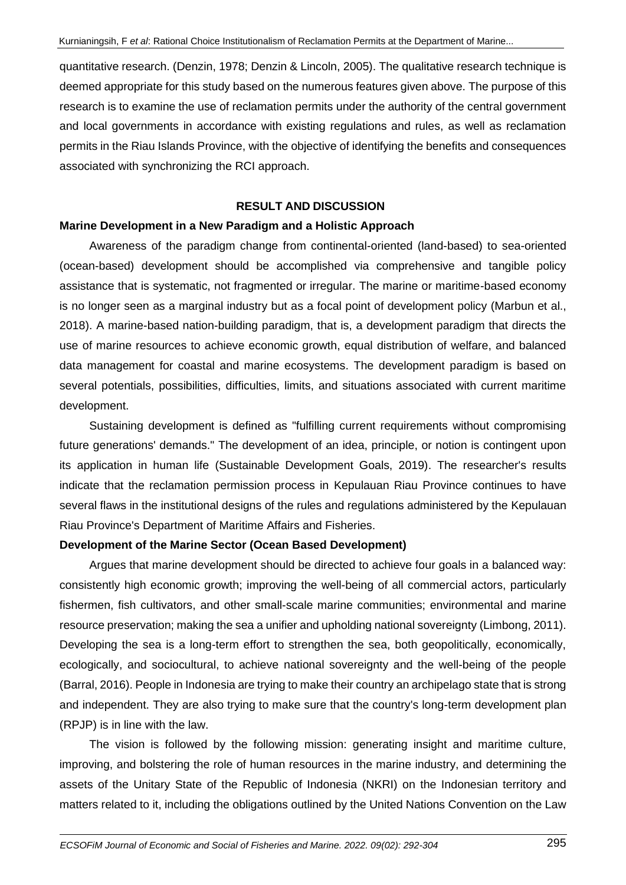quantitative research. (Denzin, 1978; Denzin & Lincoln, 2005). The qualitative research technique is deemed appropriate for this study based on the numerous features given above. The purpose of this research is to examine the use of reclamation permits under the authority of the central government and local governments in accordance with existing regulations and rules, as well as reclamation permits in the Riau Islands Province, with the objective of identifying the benefits and consequences associated with synchronizing the RCI approach.

## RESULT AND DISCUSSION

### Marine Development in a New Paradigm and a Holistic Approach

Awareness of the paradigm change from continental-oriented (land-based) to sea-oriented (ocean-based) development should be accomplished via comprehensive and tangible policy assistance that is systematic, not fragmented or irregular. The marine or maritime-based economy is no longer seen as a marginal industry but as a focal point of development policy (Marbun et al., 2018). A marine-based nation-building paradigm, that is, a development paradigm that directs the use of marine resources to achieve economic growth, equal distribution of welfare, and balanced data management for coastal and marine ecosystems. The development paradigm is based on several potentials, possibilities, difficulties, limits, and situations associated with current maritime development.

Sustaining development is defined as "fulfilling current requirements without compromising future generations' demands." The development of an idea, principle, or notion is contingent upon its application in human life (Sustainable Development Goals, 2019). The researcher's results indicate that the reclamation permission process in Kepulauan Riau Province continues to have several flaws in the institutional designs of the rules and regulations administered by the Kepulauan Riau Province's Department of Maritime Affairs and Fisheries.

### Development of the Marine Sector (Ocean Based Development)

Argues that marine development should be directed to achieve four goals in a balanced way: consistently high economic growth; improving the well-being of all commercial actors, particularly fishermen, fish cultivators, and other small-scale marine communities; environmental and marine resource preservation; making the sea a unifier and upholding national sovereignty (Limbong, 2011). Developing the sea is a long-term effort to strengthen the sea, both geopolitically, economically, ecologically, and sociocultural, to achieve national sovereignty and the well-being of the people (Barral, 2016). People in Indonesia are trying to make their country an archipelago state that is strong and independent. They are also trying to make sure that the country's long-term development plan (RPJP) is in line with the law.

The vision is followed by the following mission: generating insight and maritime culture, improving, and bolstering the role of human resources in the marine industry, and determining the assets of the Unitary State of the Republic of Indonesia (NKRI) on the Indonesian territory and matters related to it, including the obligations outlined by the United Nations Convention on the Law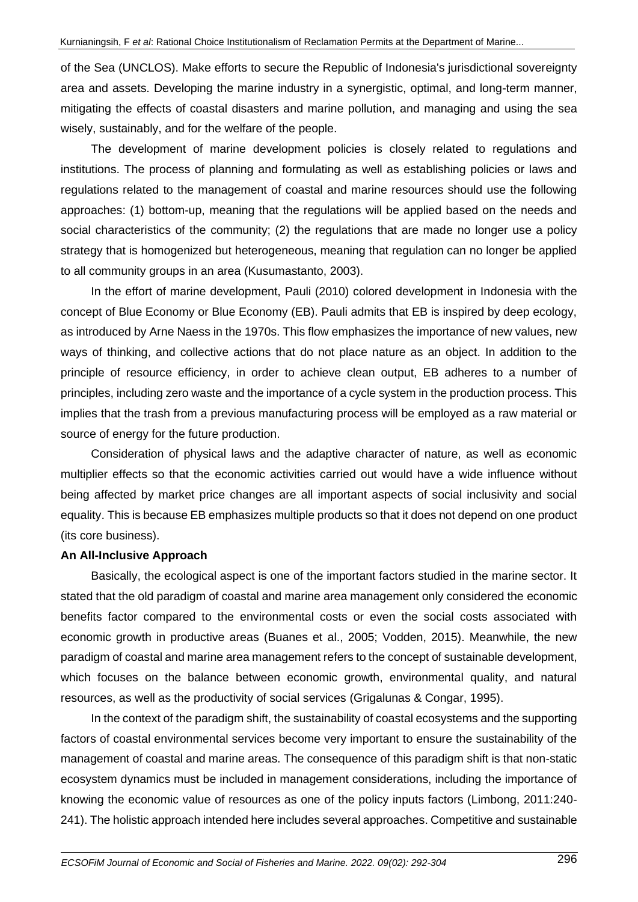of the Sea (UNCLOS). Make efforts to secure the Republic of Indonesia's jurisdictional sovereignty area and assets. Developing the marine industry in a synergistic, optimal, and long-term manner, mitigating the effects of coastal disasters and marine pollution, and managing and using the sea wisely, sustainably, and for the welfare of the people.

The development of marine development policies is closely related to regulations and institutions. The process of planning and formulating as well as establishing policies or laws and regulations related to the management of coastal and marine resources should use the following approaches: (1) bottom-up, meaning that the regulations will be applied based on the needs and social characteristics of the community; (2) the regulations that are made no longer use a policy strategy that is homogenized but heterogeneous, meaning that regulation can no longer be applied to all community groups in an area (Kusumastanto, 2003).

In the effort of marine development, Pauli (2010) colored development in Indonesia with the concept of Blue Economy or Blue Economy (EB). Pauli admits that EB is inspired by deep ecology, as introduced by Arne Naess in the 1970s. This flow emphasizes the importance of new values, new ways of thinking, and collective actions that do not place nature as an object. In addition to the principle of resource efficiency, in order to achieve clean output, EB adheres to a number of principles, including zero waste and the importance of a cycle system in the production process. This implies that the trash from a previous manufacturing process will be employed as a raw material or source of energy for the future production.

Consideration of physical laws and the adaptive character of nature, as well as economic multiplier effects so that the economic activities carried out would have a wide influence without being affected by market price changes are all important aspects of social inclusivity and social equality. This is because EB emphasizes multiple products so that it does not depend on one product (its core business).

**An All-Inclusive Approach**

Basically, the ecological aspect is one of the important factors studied in the marine sector. It stated that the old paradigm of coastal and marine area management only considered the economic benefits factor compared to the environmental costs or even the social costs associated with economic growth in productive areas (Buanes et al., 2005; Vodden, 2015). Meanwhile, the new paradigm of coastal and marine area management refers to the concept of sustainable development, which focuses on the balance between economic growth, environmental quality, and natural resources, as well as the productivity of social services (Grigalunas & Congar, 1995).

In the context of the paradigm shift, the sustainability of coastal ecosystems and the supporting factors of coastal environmental services become very important to ensure the sustainability of the management of coastal and marine areas. The consequence of this paradigm shift is that non-static ecosystem dynamics must be included in management considerations, including the importance of knowing the economic value of resources as one of the policy inputs factors (Limbong, 2011:240-241). The holistic approach intended here includes several approaches. Competitive and sustainable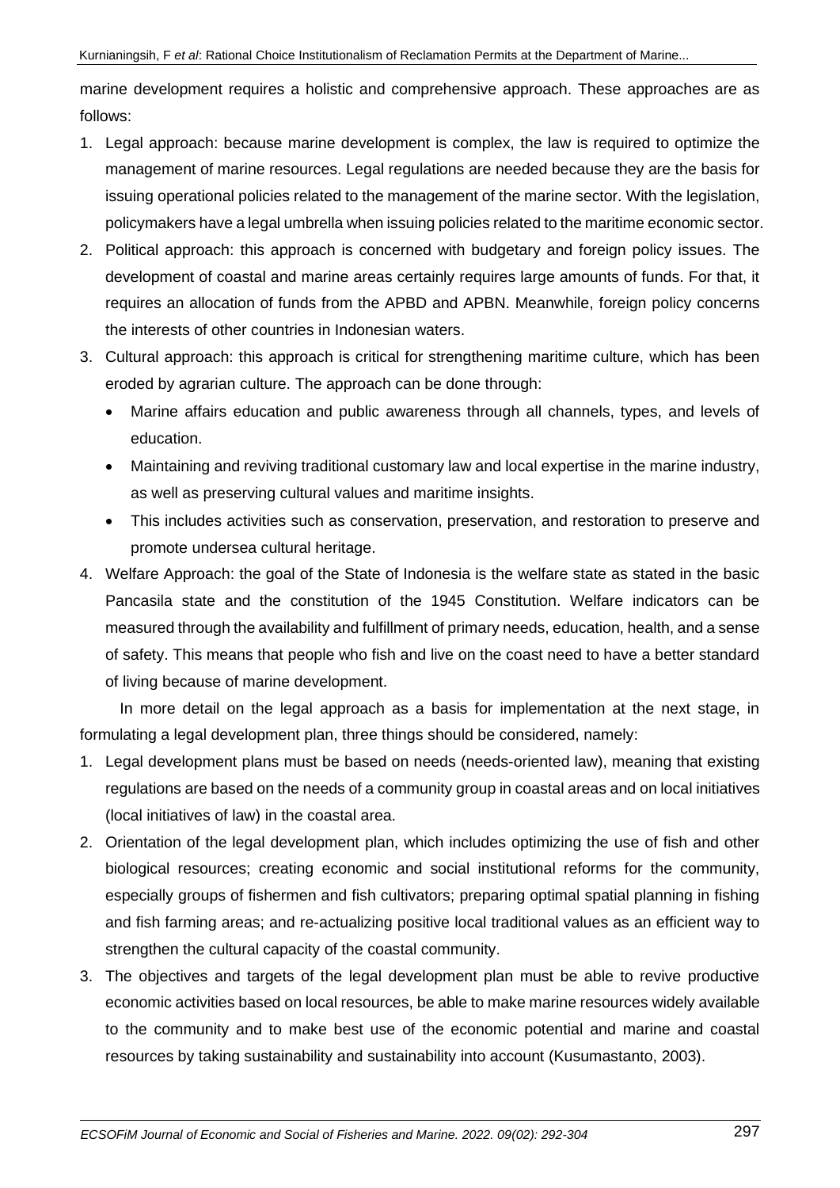marine development requires a holistic and comprehensive approach. These approaches are as follows:

1. Legal approach: because marine development is complex, the law is required to optimize the management of marine resources. Legal regulations are needed because they are the basis for issuing operational policies related to the management of the marine sector. With the legislation, policymakers have a legal umbrella when issuing policies related to the maritime economic sector.
2. Political approach: this approach is concerned with budgetary and foreign policy issues. The development of coastal and marine areas certainly requires large amounts of funds. For that, it requires an allocation of funds from the APBD and APBN. Meanwhile, foreign policy concerns the interests of other countries in Indonesian waters.
3. Cultural approach: this approach is critical for strengthening maritime culture, which has been eroded by agrarian culture. The approach can be done through:
   - Marine affairs education and public awareness through all channels, types, and levels of education.
   - Maintaining and reviving traditional customary law and local expertise in the marine industry, as well as preserving cultural values and maritime insights.
   - This includes activities such as conservation, preservation, and restoration to preserve and promote undersea cultural heritage.
4. Welfare Approach: the goal of the State of Indonesia is the welfare state as stated in the basic Pancasila state and the constitution of the 1945 Constitution. Welfare indicators can be measured through the availability and fulfillment of primary needs, education, health, and a sense of safety. This means that people who fish and live on the coast need to have a better standard of living because of marine development.

In more detail on the legal approach as a basis for implementation at the next stage, in formulating a legal development plan, three things should be considered, namely:

1. Legal development plans must be based on needs (needs-oriented law), meaning that existing regulations are based on the needs of a community group in coastal areas and on local initiatives (local initiatives of law) in the coastal area.
2. Orientation of the legal development plan, which includes optimizing the use of fish and other biological resources; creating economic and social institutional reforms for the community, especially groups of fishermen and fish cultivators; preparing optimal spatial planning in fishing and fish farming areas; and re-actualizing positive local traditional values as an efficient way to strengthen the cultural capacity of the coastal community.
3. The objectives and targets of the legal development plan must be able to revive productive economic activities based on local resources, be able to make marine resources widely available to the community and to make best use of the economic potential and marine and coastal resources by taking sustainability and sustainability into account (Kusumastanto, 2003).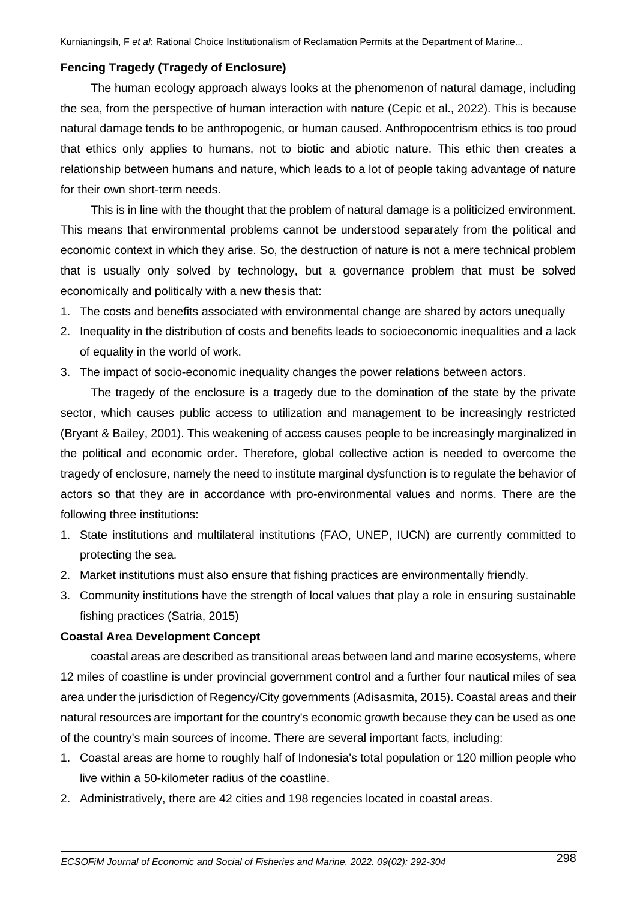**Fencing Tragedy (Tragedy of Enclosure)**

The human ecology approach always looks at the phenomenon of natural damage, including the sea, from the perspective of human interaction with nature (Cepic et al., 2022). This is because natural damage tends to be anthropogenic, or human caused. Anthropocentrism ethics is too proud that ethics only applies to humans, not to biotic and abiotic nature. This ethic then creates a relationship between humans and nature, which leads to a lot of people taking advantage of nature for their own short-term needs.

This is in line with the thought that the problem of natural damage is a politicized environment. This means that environmental problems cannot be understood separately from the political and economic context in which they arise. So, the destruction of nature is not a mere technical problem that is usually only solved by technology, but a governance problem that must be solved economically and politically with a new thesis that:

1. The costs and benefits associated with environmental change are shared by actors unequally
2. Inequality in the distribution of costs and benefits leads to socioeconomic inequalities and a lack of equality in the world of work.
3. The impact of socio-economic inequality changes the power relations between actors.

The tragedy of the enclosure is a tragedy due to the domination of the state by the private sector, which causes public access to utilization and management to be increasingly restricted (Bryant & Bailey, 2001). This weakening of access causes people to be increasingly marginalized in the political and economic order. Therefore, global collective action is needed to overcome the tragedy of enclosure, namely the need to institute marginal dysfunction is to regulate the behavior of actors so that they are in accordance with pro-environmental values and norms. There are the following three institutions:

1. State institutions and multilateral institutions (FAO, UNEP, IUCN) are currently committed to protecting the sea.
2. Market institutions must also ensure that fishing practices are environmentally friendly.
3. Community institutions have the strength of local values that play a role in ensuring sustainable fishing practices (Satria, 2015)

**Coastal Area Development Concept**

coastal areas are described as transitional areas between land and marine ecosystems, where 12 miles of coastline is under provincial government control and a further four nautical miles of sea area under the jurisdiction of Regency/City governments (Adisasmita, 2015). Coastal areas and their natural resources are important for the country's economic growth because they can be used as one of the country's main sources of income. There are several important facts, including:

1. Coastal areas are home to roughly half of Indonesia's total population or 120 million people who live within a 50-kilometer radius of the coastline.
2. Administratively, there are 42 cities and 198 regencies located in coastal areas.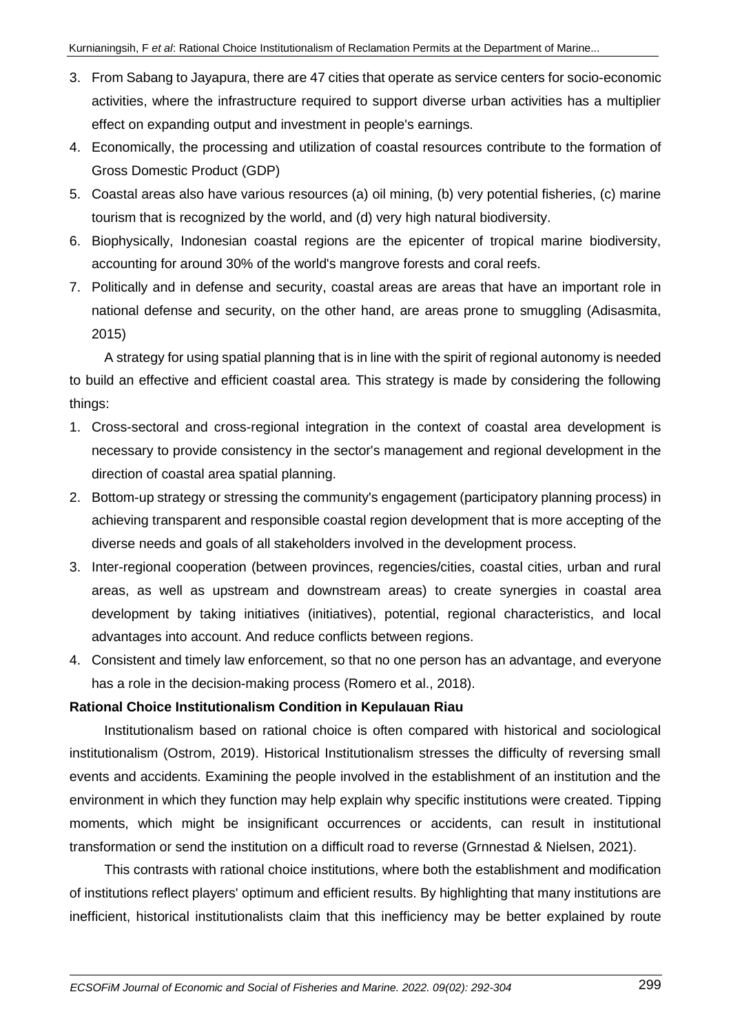3. From Sabang to Jayapura, there are 47 cities that operate as service centers for socio-economic activities, where the infrastructure required to support diverse urban activities has a multiplier effect on expanding output and investment in people's earnings.
4. Economically, the processing and utilization of coastal resources contribute to the formation of Gross Domestic Product (GDP)
5. Coastal areas also have various resources (a) oil mining, (b) very potential fisheries, (c) marine tourism that is recognized by the world, and (d) very high natural biodiversity.
6. Biophysically, Indonesian coastal regions are the epicenter of tropical marine biodiversity, accounting for around 30% of the world's mangrove forests and coral reefs.
7. Politically and in defense and security, coastal areas are areas that have an important role in national defense and security, on the other hand, are areas prone to smuggling (Adisasmita, 2015)

A strategy for using spatial planning that is in line with the spirit of regional autonomy is needed to build an effective and efficient coastal area. This strategy is made by considering the following things:

1. Cross-sectoral and cross-regional integration in the context of coastal area development is necessary to provide consistency in the sector's management and regional development in the direction of coastal area spatial planning.
2. Bottom-up strategy or stressing the community's engagement (participatory planning process) in achieving transparent and responsible coastal region development that is more accepting of the diverse needs and goals of all stakeholders involved in the development process.
3. Inter-regional cooperation (between provinces, regencies/cities, coastal cities, urban and rural areas, as well as upstream and downstream areas) to create synergies in coastal area development by taking initiatives (initiatives), potential, regional characteristics, and local advantages into account. And reduce conflicts between regions.
4. Consistent and timely law enforcement, so that no one person has an advantage, and everyone has a role in the decision-making process (Romero et al., 2018).

**Rational Choice Institutionalism Condition in Kepulauan Riau**

Institutionalism based on rational choice is often compared with historical and sociological institutionalism (Ostrom, 2019). Historical Institutionalism stresses the difficulty of reversing small events and accidents. Examining the people involved in the establishment of an institution and the environment in which they function may help explain why specific institutions were created. Tipping moments, which might be insignificant occurrences or accidents, can result in institutional transformation or send the institution on a difficult road to reverse (Grnnestad & Nielsen, 2021).

This contrasts with rational choice institutions, where both the establishment and modification of institutions reflect players' optimum and efficient results. By highlighting that many institutions are inefficient, historical institutionalists claim that this inefficiency may be better explained by route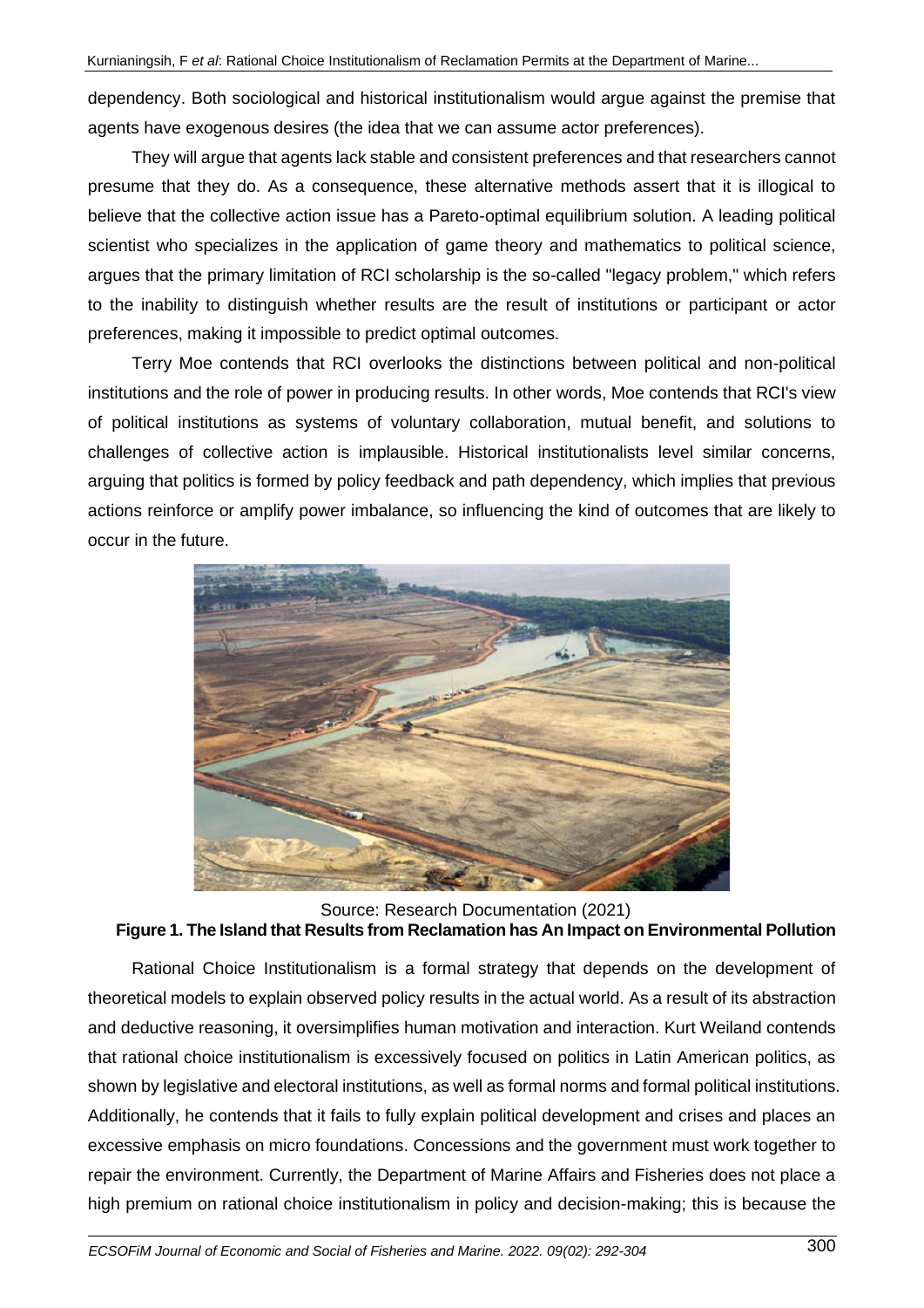dependency. Both sociological and historical institutionalism would argue against the premise that agents have exogenous desires (the idea that we can assume actor preferences).

They will argue that agents lack stable and consistent preferences and that researchers cannot presume that they do. As a consequence, these alternative methods assert that it is illogical to believe that the collective action issue has a Pareto-optimal equilibrium solution. A leading political scientist who specializes in the application of game theory and mathematics to political science, argues that the primary limitation of RCI scholarship is the so-called "legacy problem," which refers to the inability to distinguish whether results are the result of institutions or participant or actor preferences, making it impossible to predict optimal outcomes.

Terry Moe contends that RCI overlooks the distinctions between political and non-political institutions and the role of power in producing results. In other words, Moe contends that RCI's view of political institutions as systems of voluntary collaboration, mutual benefit, and solutions to challenges of collective action is implausible. Historical institutionalists level similar concerns, arguing that politics is formed by policy feedback and path dependency, which implies that previous actions reinforce or amplify power imbalance, so influencing the kind of outcomes that are likely to occur in the future.

Source: Research Documentation (2021)

**Figure 1. The Island that Results from Reclamation has An Impact on Environmental Pollution**

Rational Choice Institutionalism is a formal strategy that depends on the development of theoretical models to explain observed policy results in the actual world. As a result of its abstraction and deductive reasoning, it oversimplifies human motivation and interaction. Kurt Weiland contends that rational choice institutionalism is excessively focused on politics in Latin American politics, as shown by legislative and electoral institutions, as well as formal norms and formal political institutions. Additionally, he contends that it fails to fully explain political development and crises and places an excessive emphasis on micro foundations. Concessions and the government must work together to repair the environment. Currently, the Department of Marine Affairs and Fisheries does not place a high premium on rational choice institutionalism in policy and decision-making; this is because the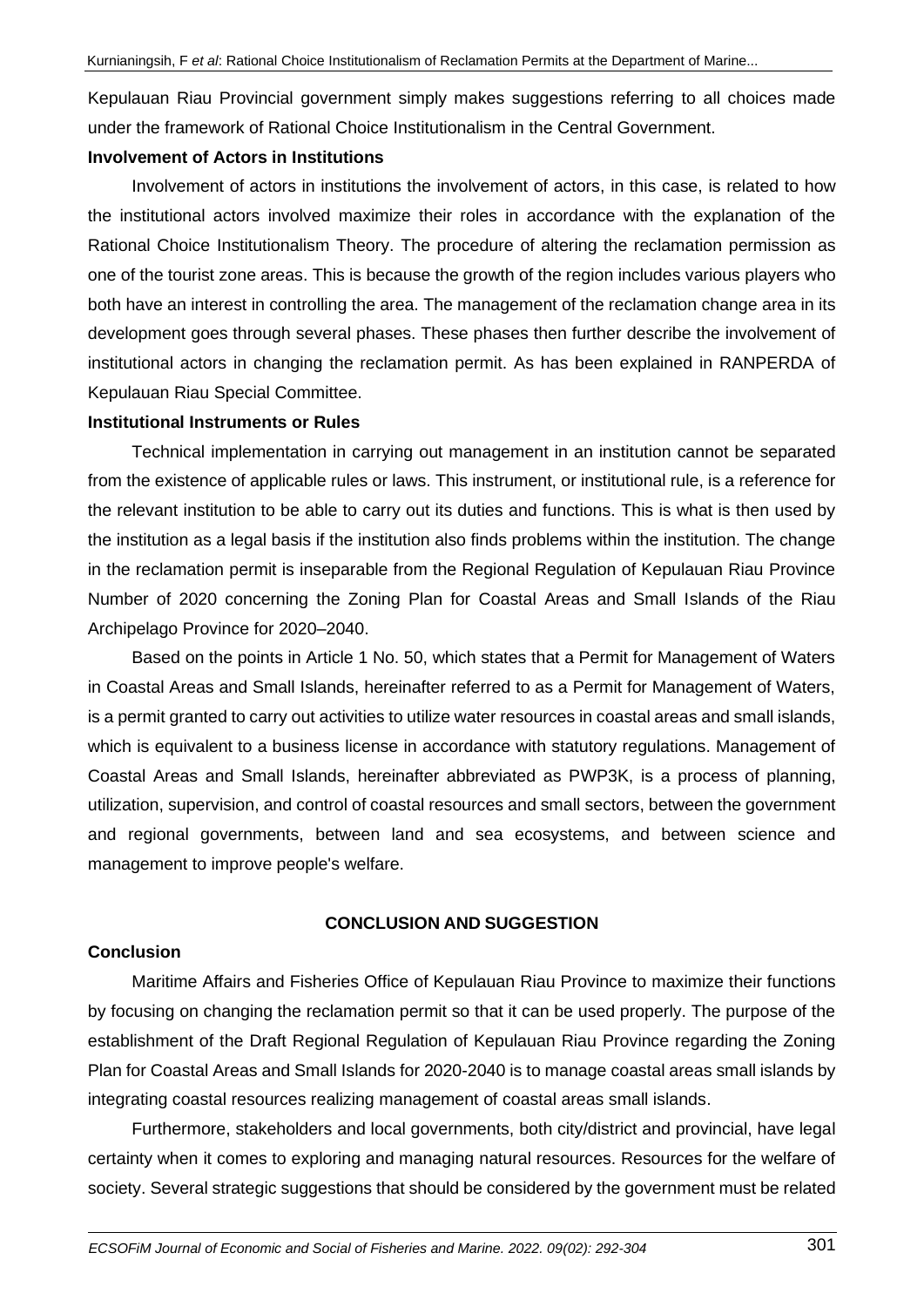Kepulauan Riau Provincial government simply makes suggestions referring to all choices made under the framework of Rational Choice Institutionalism in the Central Government.

**Involvement of Actors in Institutions**

Involvement of actors in institutions the involvement of actors, in this case, is related to how the institutional actors involved maximize their roles in accordance with the explanation of the Rational Choice Institutionalism Theory. The procedure of altering the reclamation permission as one of the tourist zone areas. This is because the growth of the region includes various players who both have an interest in controlling the area. The management of the reclamation change area in its development goes through several phases. These phases then further describe the involvement of institutional actors in changing the reclamation permit. As has been explained in RANPERDA of Kepulauan Riau Special Committee.

**Institutional Instruments or Rules**

Technical implementation in carrying out management in an institution cannot be separated from the existence of applicable rules or laws. This instrument, or institutional rule, is a reference for the relevant institution to be able to carry out its duties and functions. This is what is then used by the institution as a legal basis if the institution also finds problems within the institution. The change in the reclamation permit is inseparable from the Regional Regulation of Kepulauan Riau Province Number of 2020 concerning the Zoning Plan for Coastal Areas and Small Islands of the Riau Archipelago Province for 2020–2040.

Based on the points in Article 1 No. 50, which states that a Permit for Management of Waters in Coastal Areas and Small Islands, hereinafter referred to as a Permit for Management of Waters, is a permit granted to carry out activities to utilize water resources in coastal areas and small islands, which is equivalent to a business license in accordance with statutory regulations. Management of Coastal Areas and Small Islands, hereinafter abbreviated as PWP3K, is a process of planning, utilization, supervision, and control of coastal resources and small sectors, between the government and regional governments, between land and sea ecosystems, and between science and management to improve people's welfare.

## CONCLUSION AND SUGGESTION

**Conclusion**

Maritime Affairs and Fisheries Office of Kepulauan Riau Province to maximize their functions by focusing on changing the reclamation permit so that it can be used properly. The purpose of the establishment of the Draft Regional Regulation of Kepulauan Riau Province regarding the Zoning Plan for Coastal Areas and Small Islands for 2020-2040 is to manage coastal areas small islands by integrating coastal resources realizing management of coastal areas small islands.

Furthermore, stakeholders and local governments, both city/district and provincial, have legal certainty when it comes to exploring and managing natural resources. Resources for the welfare of society. Several strategic suggestions that should be considered by the government must be related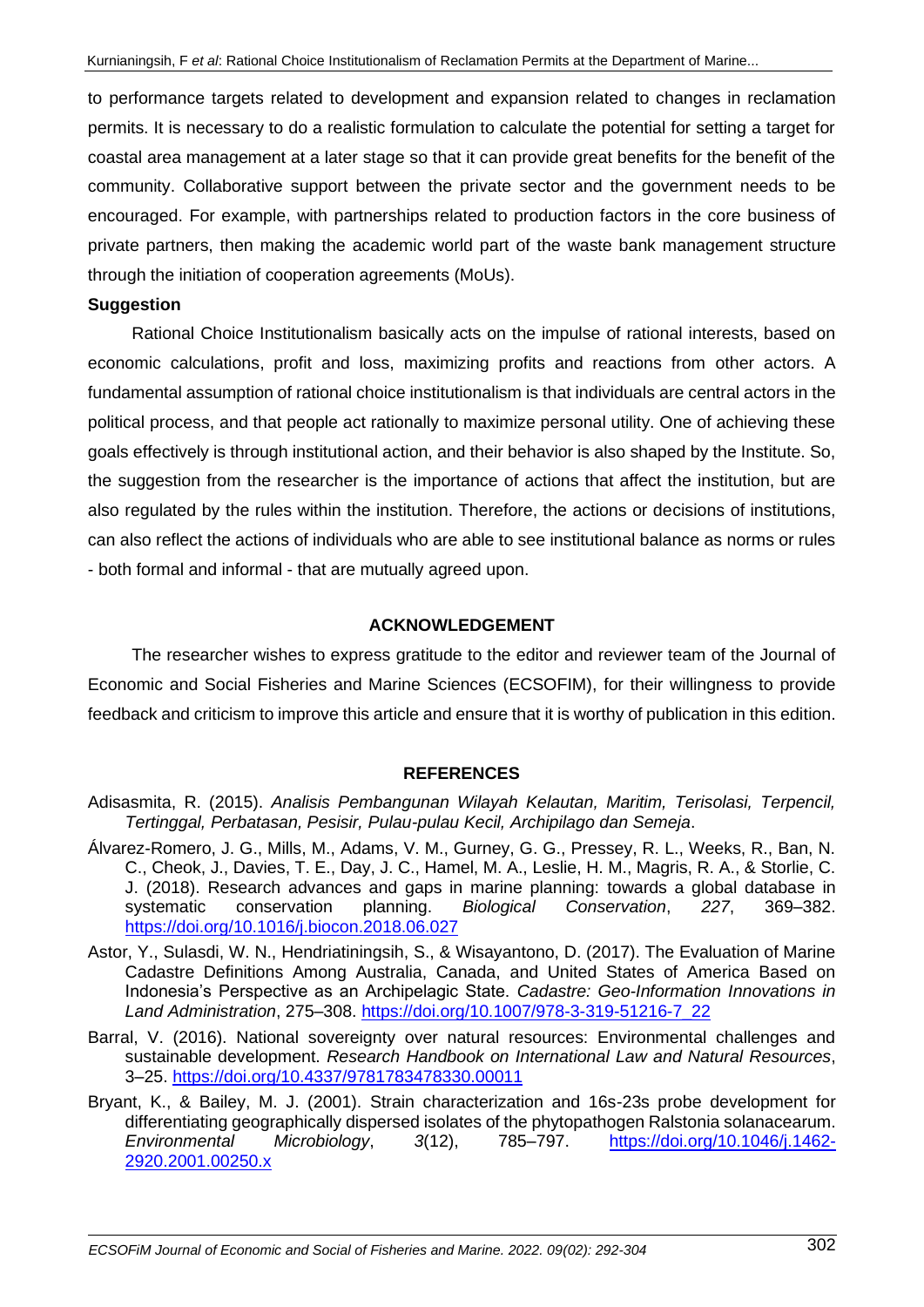to performance targets related to development and expansion related to changes in reclamation permits. It is necessary to do a realistic formulation to calculate the potential for setting a target for coastal area management at a later stage so that it can provide great benefits for the benefit of the community. Collaborative support between the private sector and the government needs to be encouraged. For example, with partnerships related to production factors in the core business of private partners, then making the academic world part of the waste bank management structure through the initiation of cooperation agreements (MoUs).

**Suggestion**

Rational Choice Institutionalism basically acts on the impulse of rational interests, based on economic calculations, profit and loss, maximizing profits and reactions from other actors. A fundamental assumption of rational choice institutionalism is that individuals are central actors in the political process, and that people act rationally to maximize personal utility. One of achieving these goals effectively is through institutional action, and their behavior is also shaped by the Institute. So, the suggestion from the researcher is the importance of actions that affect the institution, but are also regulated by the rules within the institution. Therefore, the actions or decisions of institutions, can also reflect the actions of individuals who are able to see institutional balance as norms or rules - both formal and informal - that are mutually agreed upon.

## ACKNOWLEDGEMENT

The researcher wishes to express gratitude to the editor and reviewer team of the Journal of Economic and Social Fisheries and Marine Sciences (ECSOFIM), for their willingness to provide feedback and criticism to improve this article and ensure that it is worthy of publication in this edition.

## REFERENCES

Adisasmita, R. (2015). *Analisis Pembangunan Wilayah Kelautan, Maritim, Terisolasi, Terpencil, Tertinggal, Perbatasan, Pesisir, Pulau-pulau Kecil, Archipilago dan Semeja*.

Álvarez-Romero, J. G., Mills, M., Adams, V. M., Gurney, G. G., Pressey, R. L., Weeks, R., Ban, N. C., Cheok, J., Davies, T. E., Day, J. C., Hamel, M. A., Leslie, H. M., Magris, R. A., & Storlie, C. J. (2018). Research advances and gaps in marine planning: towards a global database in systematic conservation planning. *Biological Conservation*, *227*, 369–382. https://doi.org/10.1016/j.biocon.2018.06.027

Astor, Y., Sulasdi, W. N., Hendriatiningsih, S., & Wisayantono, D. (2017). The Evaluation of Marine Cadastre Definitions Among Australia, Canada, and United States of America Based on Indonesia's Perspective as an Archipelagic State. *Cadastre: Geo-Information Innovations in Land Administration*, 275–308. https://doi.org/10.1007/978-3-319-51216-7_22

Barral, V. (2016). National sovereignty over natural resources: Environmental challenges and sustainable development. *Research Handbook on International Law and Natural Resources*, 3–25. https://doi.org/10.4337/9781783478330.00011

Bryant, K., & Bailey, M. J. (2001). Strain characterization and 16s-23s probe development for differentiating geographically dispersed isolates of the phytopathogen Ralstonia solanacearum. *Environmental Microbiology*, *3*(12), 785–797. https://doi.org/10.1046/j.1462-2920.2001.00250.x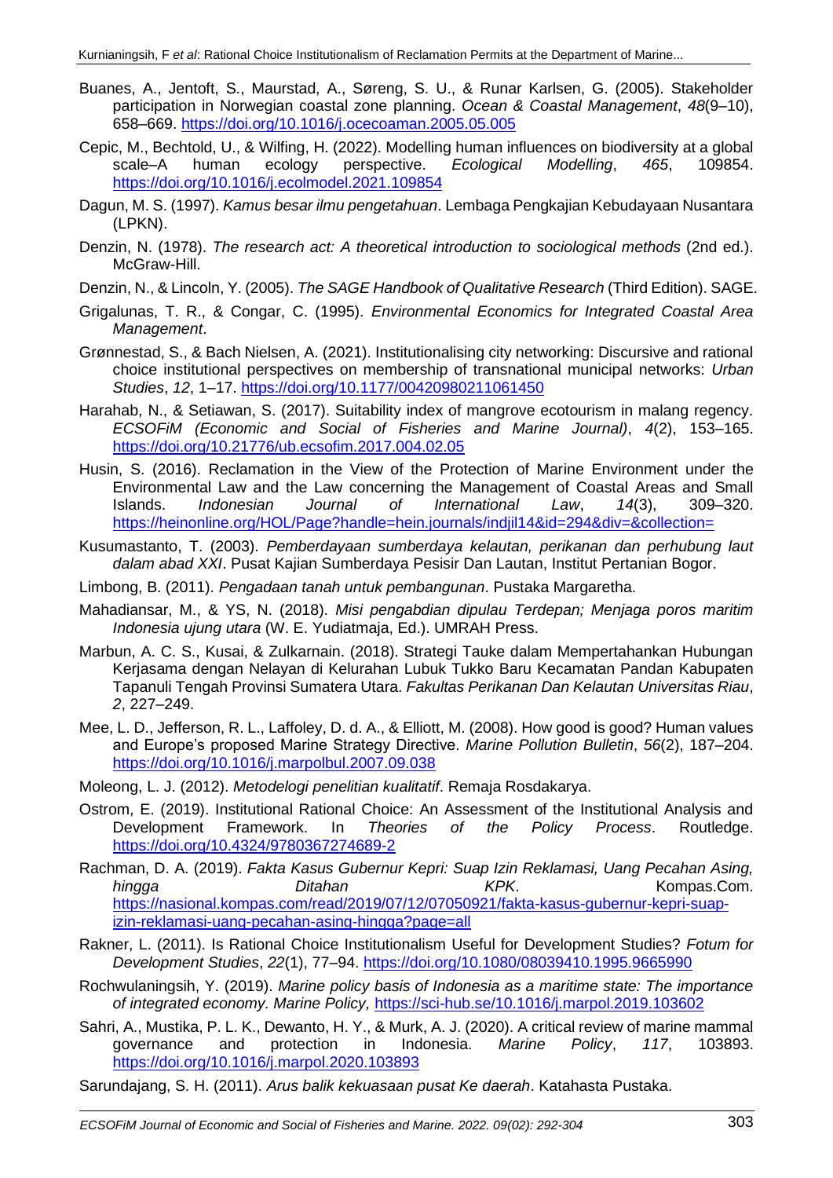Buanes, A., Jentoft, S., Maurstad, A., Søreng, S. U., & Runar Karlsen, G. (2005). Stakeholder participation in Norwegian coastal zone planning. *Ocean & Coastal Management*, *48*(9–10), 658–669. https://doi.org/10.1016/j.ocecoaman.2005.05.005

Cepic, M., Bechtold, U., & Wilfing, H. (2022). Modelling human influences on biodiversity at a global scale–A human ecology perspective. *Ecological Modelling*, *465*, 109854. https://doi.org/10.1016/j.ecolmodel.2021.109854

Dagun, M. S. (1997). *Kamus besar ilmu pengetahuan*. Lembaga Pengkajian Kebudayaan Nusantara (LPKN).

Denzin, N. (1978). *The research act: A theoretical introduction to sociological methods* (2nd ed.). McGraw-Hill.

Denzin, N., & Lincoln, Y. (2005). *The SAGE Handbook of Qualitative Research* (Third Edition). SAGE.

Grigalunas, T. R., & Congar, C. (1995). *Environmental Economics for Integrated Coastal Area Management*.

Grønnestad, S., & Bach Nielsen, A. (2021). Institutionalising city networking: Discursive and rational choice institutional perspectives on membership of transnational municipal networks: *Urban Studies*, *12*, 1–17. https://doi.org/10.1177/00420980211061450

Harahab, N., & Setiawan, S. (2017). Suitability index of mangrove ecotourism in malang regency. *ECSOFiM (Economic and Social of Fisheries and Marine Journal)*, *4*(2), 153–165. https://doi.org/10.21776/ub.ecsofim.2017.004.02.05

Husin, S. (2016). Reclamation in the View of the Protection of Marine Environment under the Environmental Law and the Law concerning the Management of Coastal Areas and Small Islands. *Indonesian Journal of International Law*, *14*(3), 309–320. https://heinonline.org/HOL/Page?handle=hein.journals/indjil14&id=294&div=&collection=

Kusumastanto, T. (2003). *Pemberdayaan sumberdaya kelautan, perikanan dan perhubung laut dalam abad XXI*. Pusat Kajian Sumberdaya Pesisir Dan Lautan, Institut Pertanian Bogor.

Limbong, B. (2011). *Pengadaan tanah untuk pembangunan*. Pustaka Margaretha.

Mahadiansar, M., & YS, N. (2018). *Misi pengabdian dipulau Terdepan; Menjaga poros maritim Indonesia ujung utara* (W. E. Yudiatmaja, Ed.). UMRAH Press.

Marbun, A. C. S., Kusai, & Zulkarnain. (2018). Strategi Tauke dalam Mempertahankan Hubungan Kerjasama dengan Nelayan di Kelurahan Lubuk Tukko Baru Kecamatan Pandan Kabupaten Tapanuli Tengah Provinsi Sumatera Utara. *Fakultas Perikanan Dan Kelautan Universitas Riau*, *2*, 227–249.

Mee, L. D., Jefferson, R. L., Laffoley, D. d. A., & Elliott, M. (2008). How good is good? Human values and Europe's proposed Marine Strategy Directive. *Marine Pollution Bulletin*, *56*(2), 187–204. https://doi.org/10.1016/j.marpolbul.2007.09.038

Moleong, L. J. (2012). *Metodelogi penelitian kualitatif*. Remaja Rosdakarya.

Ostrom, E. (2019). Institutional Rational Choice: An Assessment of the Institutional Analysis and Development Framework. In *Theories of the Policy Process*. Routledge. https://doi.org/10.4324/9780367274689-2

Rachman, D. A. (2019). *Fakta Kasus Gubernur Kepri: Suap Izin Reklamasi, Uang Pecahan Asing, hingga Ditahan KPK*. Kompas.Com. https://nasional.kompas.com/read/2019/07/12/07050921/fakta-kasus-gubernur-kepri-suap-izin-reklamasi-uang-pecahan-asing-hingga?page=all

Rakner, L. (2011). Is Rational Choice Institutionalism Useful for Development Studies? *Fotum for Development Studies*, *22*(1), 77–94. https://doi.org/10.1080/08039410.1995.9665990

Rochwulaningsih, Y. (2019). *Marine policy basis of Indonesia as a maritime state: The importance of integrated economy. Marine Policy,* https://sci-hub.se/10.1016/j.marpol.2019.103602

Sahri, A., Mustika, P. L. K., Dewanto, H. Y., & Murk, A. J. (2020). A critical review of marine mammal governance and protection in Indonesia. *Marine Policy*, *117*, 103893. https://doi.org/10.1016/j.marpol.2020.103893

Sarundajang, S. H. (2011). *Arus balik kekuasaan pusat Ke daerah*. Katahasta Pustaka.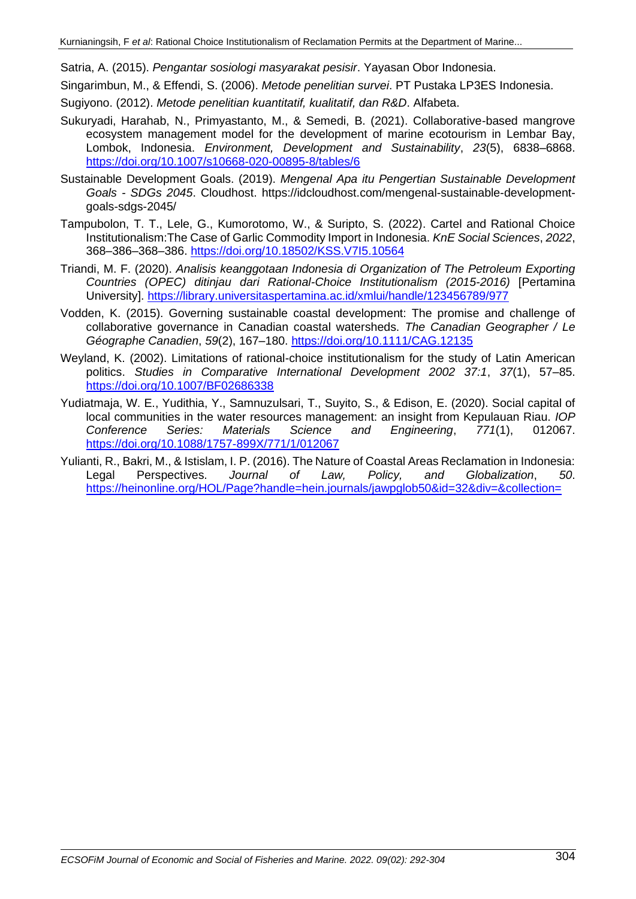Satria, A. (2015). *Pengantar sosiologi masyarakat pesisir*. Yayasan Obor Indonesia.

Singarimbun, M., & Effendi, S. (2006). *Metode penelitian survei*. PT Pustaka LP3ES Indonesia.

Sugiyono. (2012). *Metode penelitian kuantitatif, kualitatif, dan R&D*. Alfabeta.

Sukuryadi, Harahab, N., Primyastanto, M., & Semedi, B. (2021). Collaborative-based mangrove ecosystem management model for the development of marine ecotourism in Lembar Bay, Lombok, Indonesia. *Environment, Development and Sustainability*, *23*(5), 6838–6868. https://doi.org/10.1007/s10668-020-00895-8/tables/6

Sustainable Development Goals. (2019). *Mengenal Apa itu Pengertian Sustainable Development Goals - SDGs 2045*. Cloudhost. https://idcloudhost.com/mengenal-sustainable-development-goals-sdgs-2045/

Tampubolon, T. T., Lele, G., Kumorotomo, W., & Suripto, S. (2022). Cartel and Rational Choice Institutionalism:The Case of Garlic Commodity Import in Indonesia. *KnE Social Sciences*, *2022*, 368–386–368–386. https://doi.org/10.18502/KSS.V7I5.10564

Triandi, M. F. (2020). *Analisis keanggotaan Indonesia di Organization of The Petroleum Exporting Countries (OPEC) ditinjau dari Rational-Choice Institutionalism (2015-2016)* [Pertamina University]. https://library.universitaspertamina.ac.id/xmlui/handle/123456789/977

Vodden, K. (2015). Governing sustainable coastal development: The promise and challenge of collaborative governance in Canadian coastal watersheds. *The Canadian Geographer / Le Géographe Canadien*, *59*(2), 167–180. https://doi.org/10.1111/CAG.12135

Weyland, K. (2002). Limitations of rational-choice institutionalism for the study of Latin American politics. *Studies in Comparative International Development 2002 37:1*, *37*(1), 57–85. https://doi.org/10.1007/BF02686338

Yudiatmaja, W. E., Yudithia, Y., Samnuzulsari, T., Suyito, S., & Edison, E. (2020). Social capital of local communities in the water resources management: an insight from Kepulauan Riau. *IOP Conference Series: Materials Science and Engineering*, *771*(1), 012067. https://doi.org/10.1088/1757-899X/771/1/012067

Yulianti, R., Bakri, M., & Istislam, I. P. (2016). The Nature of Coastal Areas Reclamation in Indonesia: Legal Perspectives. *Journal of Law, Policy, and Globalization*, *50*. https://heinonline.org/HOL/Page?handle=hein.journals/jawpglob50&id=32&div=&collection=